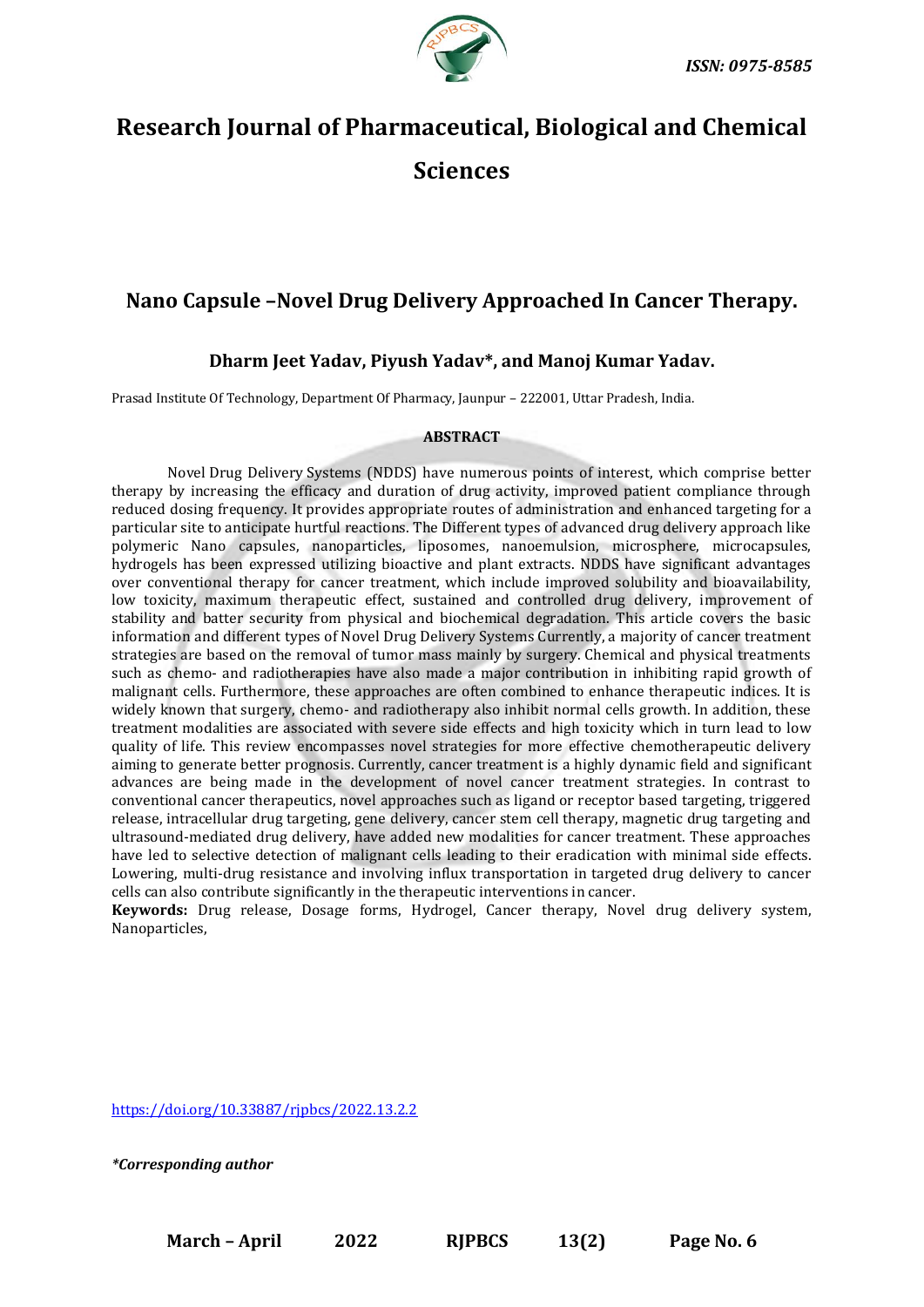ISSN: 0975-8585

# Research Journal of Pharmaceutical, Biological and Chemical Sciences

## Nano Capsule –Novel Drug Delivery Approached In Cancer Therapy.

### Dharm Jeet Yadav, Piyush Yadav*, and Manoj Kumar Yadav.

Prasad Institute Of Technology, Department Of Pharmacy, Jaunpur – 222001, Uttar Pradesh, India.

#### ABSTRACT

Novel Drug Delivery Systems (NDDS) have numerous points of interest, which comprise better therapy by increasing the efficacy and duration of drug activity, improved patient compliance through reduced dosing frequency. It provides appropriate routes of administration and enhanced targeting for a particular site to anticipate hurtful reactions. The Different types of advanced drug delivery approach like polymeric Nano capsules, nanoparticles, liposomes, nanoemulsion, microsphere, microcapsules, hydrogels has been expressed utilizing bioactive and plant extracts. NDDS have significant advantages over conventional therapy for cancer treatment, which include improved solubility and bioavailability, low toxicity, maximum therapeutic effect, sustained and controlled drug delivery, improvement of stability and batter security from physical and biochemical degradation. This article covers the basic information and different types of Novel Drug Delivery Systems Currently, a majority of cancer treatment strategies are based on the removal of tumor mass mainly by surgery. Chemical and physical treatments such as chemo- and radiotherapies have also made a major contribution in inhibiting rapid growth of malignant cells. Furthermore, these approaches are often combined to enhance therapeutic indices. It is widely known that surgery, chemo- and radiotherapy also inhibit normal cells growth. In addition, these treatment modalities are associated with severe side effects and high toxicity which in turn lead to low quality of life. This review encompasses novel strategies for more effective chemotherapeutic delivery aiming to generate better prognosis. Currently, cancer treatment is a highly dynamic field and significant advances are being made in the development of novel cancer treatment strategies. In contrast to conventional cancer therapeutics, novel approaches such as ligand or receptor based targeting, triggered release, intracellular drug targeting, gene delivery, cancer stem cell therapy, magnetic drug targeting and ultrasound-mediated drug delivery, have added new modalities for cancer treatment. These approaches have led to selective detection of malignant cells leading to their eradication with minimal side effects. Lowering, multi-drug resistance and involving influx transportation in targeted drug delivery to cancer cells can also contribute significantly in the therapeutic interventions in cancer.

**Keywords:** Drug release, Dosage forms, Hydrogel, Cancer therapy, Novel drug delivery system, Nanoparticles,

https://doi.org/10.33887/rjpbcs/2022.13.2.2

*\*Corresponding author*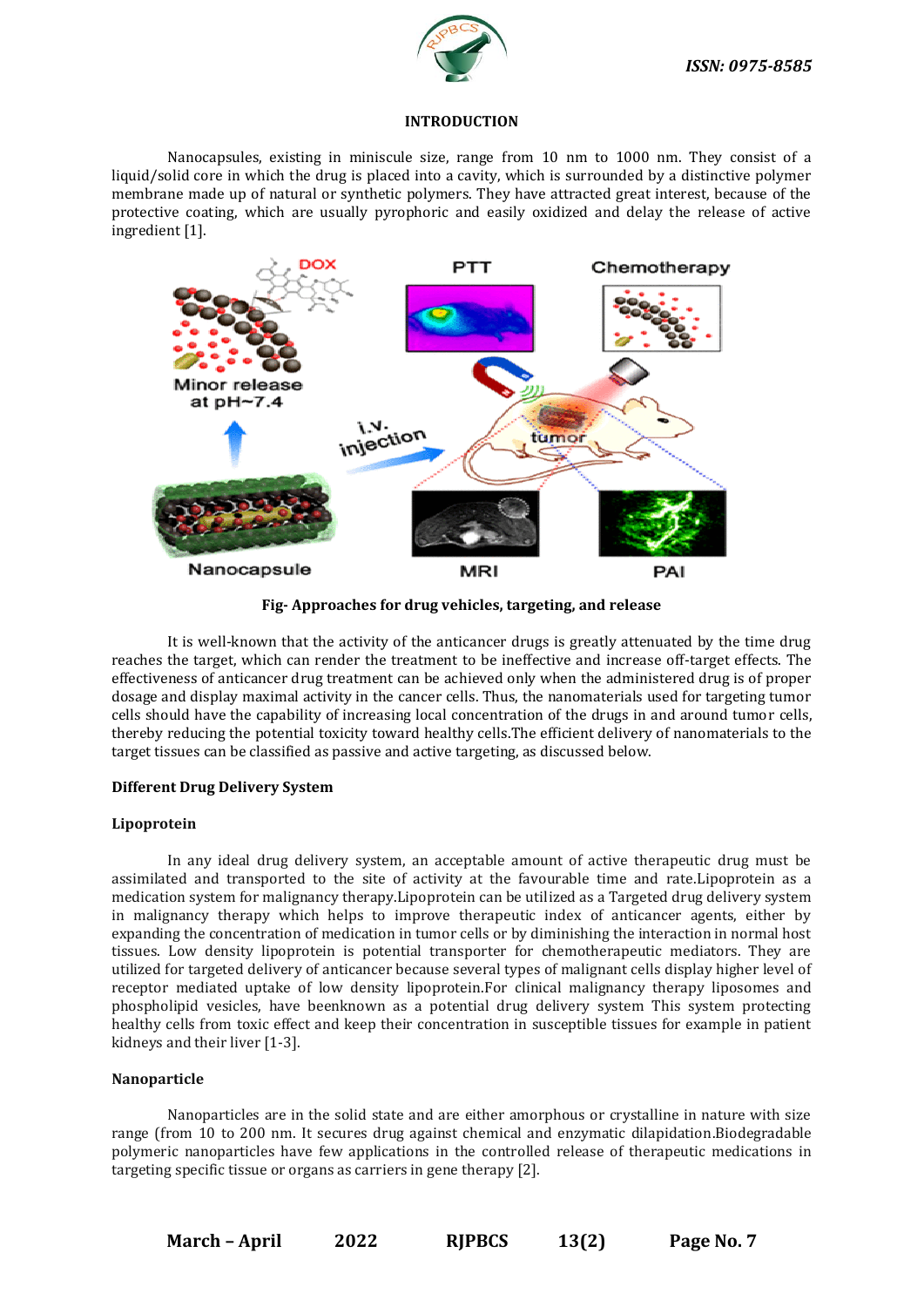## INTRODUCTION

Nanocapsules, existing in miniscule size, range from 10 nm to 1000 nm. They consist of a liquid/solid core in which the drug is placed into a cavity, which is surrounded by a distinctive polymer membrane made up of natural or synthetic polymers. They have attracted great interest, because of the protective coating, which are usually pyrophoric and easily oxidized and delay the release of active ingredient [1].

**Fig- Approaches for drug vehicles, targeting, and release**

It is well-known that the activity of the anticancer drugs is greatly attenuated by the time drug reaches the target, which can render the treatment to be ineffective and increase off-target effects. The effectiveness of anticancer drug treatment can be achieved only when the administered drug is of proper dosage and display maximal activity in the cancer cells. Thus, the nanomaterials used for targeting tumor cells should have the capability of increasing local concentration of the drugs in and around tumor cells, thereby reducing the potential toxicity toward healthy cells.The efficient delivery of nanomaterials to the target tissues can be classified as passive and active targeting, as discussed below.

### Different Drug Delivery System

### Lipoprotein

In any ideal drug delivery system, an acceptable amount of active therapeutic drug must be assimilated and transported to the site of activity at the favourable time and rate.Lipoprotein as a medication system for malignancy therapy.Lipoprotein can be utilized as a Targeted drug delivery system in malignancy therapy which helps to improve therapeutic index of anticancer agents, either by expanding the concentration of medication in tumor cells or by diminishing the interaction in normal host tissues. Low density lipoprotein is potential transporter for chemotherapeutic mediators. They are utilized for targeted delivery of anticancer because several types of malignant cells display higher level of receptor mediated uptake of low density lipoprotein.For clinical malignancy therapy liposomes and phospholipid vesicles, have beenknown as a potential drug delivery system This system protecting healthy cells from toxic effect and keep their concentration in susceptible tissues for example in patient kidneys and their liver [1-3].

### Nanoparticle

Nanoparticles are in the solid state and are either amorphous or crystalline in nature with size range (from 10 to 200 nm. It secures drug against chemical and enzymatic dilapidation.Biodegradable polymeric nanoparticles have few applications in the controlled release of therapeutic medications in targeting specific tissue or organs as carriers in gene therapy [2].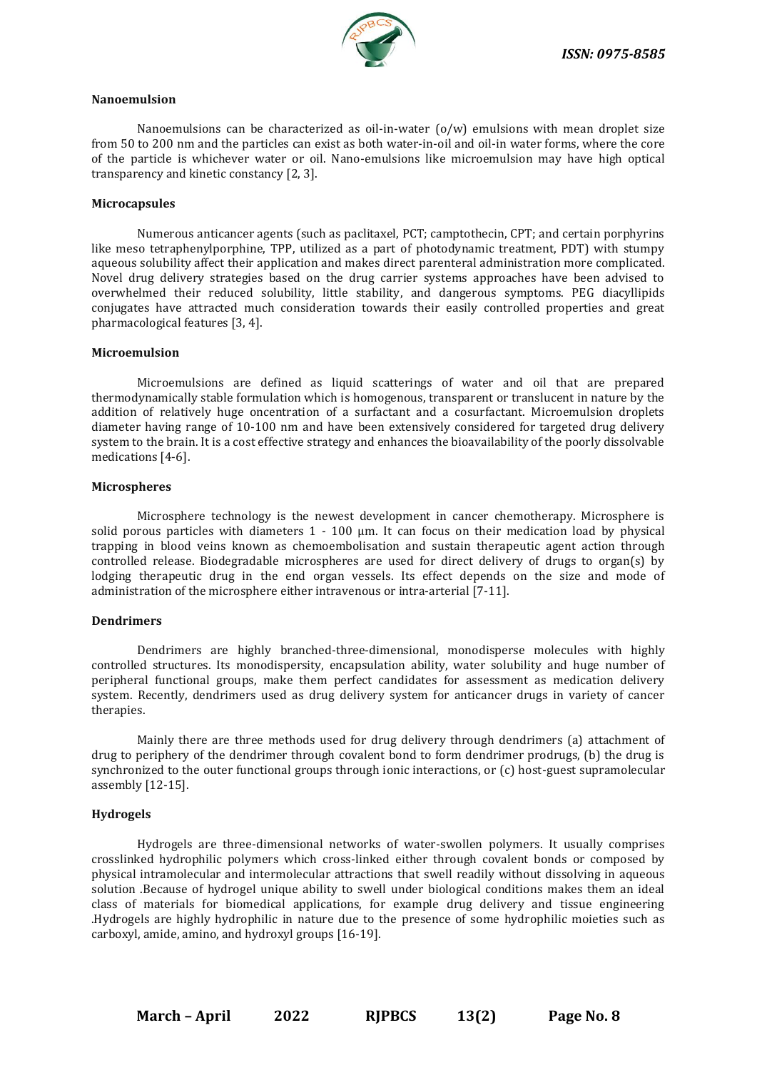### Nanoemulsion

Nanoemulsions can be characterized as oil-in-water (o/w) emulsions with mean droplet size from 50 to 200 nm and the particles can exist as both water-in-oil and oil-in water forms, where the core of the particle is whichever water or oil. Nano-emulsions like microemulsion may have high optical transparency and kinetic constancy [2, 3].

### Microcapsules

Numerous anticancer agents (such as paclitaxel, PCT; camptothecin, CPT; and certain porphyrins like meso tetraphenylporphine, TPP, utilized as a part of photodynamic treatment, PDT) with stumpy aqueous solubility affect their application and makes direct parenteral administration more complicated. Novel drug delivery strategies based on the drug carrier systems approaches have been advised to overwhelmed their reduced solubility, little stability, and dangerous symptoms. PEG diacyllipids conjugates have attracted much consideration towards their easily controlled properties and great pharmacological features [3, 4].

### Microemulsion

Microemulsions are defined as liquid scatterings of water and oil that are prepared thermodynamically stable formulation which is homogenous, transparent or translucent in nature by the addition of relatively huge oncentration of a surfactant and a cosurfactant. Microemulsion droplets diameter having range of 10-100 nm and have been extensively considered for targeted drug delivery system to the brain. It is a cost effective strategy and enhances the bioavailability of the poorly dissolvable medications [4-6].

### Microspheres

Microsphere technology is the newest development in cancer chemotherapy. Microsphere is solid porous particles with diameters 1 - 100 μm. It can focus on their medication load by physical trapping in blood veins known as chemoembolisation and sustain therapeutic agent action through controlled release. Biodegradable microspheres are used for direct delivery of drugs to organ(s) by lodging therapeutic drug in the end organ vessels. Its effect depends on the size and mode of administration of the microsphere either intravenous or intra-arterial [7-11].

### Dendrimers

Dendrimers are highly branched-three-dimensional, monodisperse molecules with highly controlled structures. Its monodispersity, encapsulation ability, water solubility and huge number of peripheral functional groups, make them perfect candidates for assessment as medication delivery system. Recently, dendrimers used as drug delivery system for anticancer drugs in variety of cancer therapies.

Mainly there are three methods used for drug delivery through dendrimers (a) attachment of drug to periphery of the dendrimer through covalent bond to form dendrimer prodrugs, (b) the drug is synchronized to the outer functional groups through ionic interactions, or (c) host-guest supramolecular assembly [12-15].

### Hydrogels

Hydrogels are three-dimensional networks of water-swollen polymers. It usually comprises crosslinked hydrophilic polymers which cross-linked either through covalent bonds or composed by physical intramolecular and intermolecular attractions that swell readily without dissolving in aqueous solution .Because of hydrogel unique ability to swell under biological conditions makes them an ideal class of materials for biomedical applications, for example drug delivery and tissue engineering .Hydrogels are highly hydrophilic in nature due to the presence of some hydrophilic moieties such as carboxyl, amide, amino, and hydroxyl groups [16-19].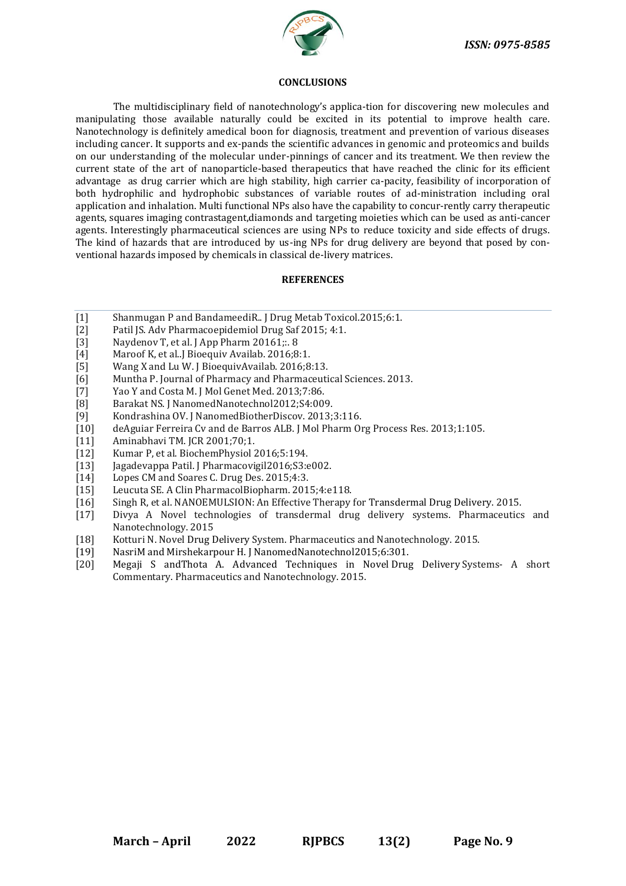## CONCLUSIONS

The multidisciplinary field of nanotechnology's applica-tion for discovering new molecules and manipulating those available naturally could be excited in its potential to improve health care. Nanotechnology is definitely amedical boon for diagnosis, treatment and prevention of various diseases including cancer. It supports and ex-pands the scientific advances in genomic and proteomics and builds on our understanding of the molecular under-pinnings of cancer and its treatment. We then review the current state of the art of nanoparticle-based therapeutics that have reached the clinic for its efficient advantage as drug carrier which are high stability, high carrier ca-pacity, feasibility of incorporation of both hydrophilic and hydrophobic substances of variable routes of ad-ministration including oral application and inhalation. Multi functional NPs also have the capability to concur-rently carry therapeutic agents, squares imaging contrastagent,diamonds and targeting moieties which can be used as anti-cancer agents. Interestingly pharmaceutical sciences are using NPs to reduce toxicity and side effects of drugs. The kind of hazards that are introduced by us-ing NPs for drug delivery are beyond that posed by con-ventional hazards imposed by chemicals in classical de-livery matrices.

## REFERENCES

[1] Shanmugan P and BandameediR.. J Drug Metab Toxicol.2015;6:1.
[2] Patil JS. Adv Pharmacoepidemiol Drug Saf 2015; 4:1.
[3] Naydenov T, et al. J App Pharm 20161;:. 8
[4] Maroof K, et al..J Bioequiv Availab. 2016;8:1.
[5] Wang X and Lu W. J BioequivAvailab. 2016;8:13.
[6] Muntha P. Journal of Pharmacy and Pharmaceutical Sciences. 2013.
[7] Yao Y and Costa M. J Mol Genet Med. 2013;7:86.
[8] Barakat NS. J NanomedNanotechnol2012;S4:009.
[9] Kondrashina OV. J NanomedBiotherDiscov. 2013;3:116.
[10] deAguiar Ferreira Cv and de Barros ALB. J Mol Pharm Org Process Res. 2013;1:105.
[11] Aminabhavi TM. JCR 2001;70;1.
[12] Kumar P, et al. BiochemPhysiol 2016;5:194.
[13] Jagadevappa Patil. J Pharmacovigil2016;S3:e002.
[14] Lopes CM and Soares C. Drug Des. 2015;4:3.
[15] Leucuta SE. A Clin PharmacolBiopharm. 2015;4:e118.
[16] Singh R, et al. NANOEMULSION: An Effective Therapy for Transdermal Drug Delivery. 2015.
[17] Divya A Novel technologies of transdermal drug delivery systems. Pharmaceutics and Nanotechnology. 2015
[18] Kotturi N. Novel Drug Delivery System. Pharmaceutics and Nanotechnology. 2015.
[19] NasriM and Mirshekarpour H. J NanomedNanotechnol2015;6:301.
[20] Megaji S andThota A. Advanced Techniques in Novel Drug Delivery Systems- A short Commentary. Pharmaceutics and Nanotechnology. 2015.